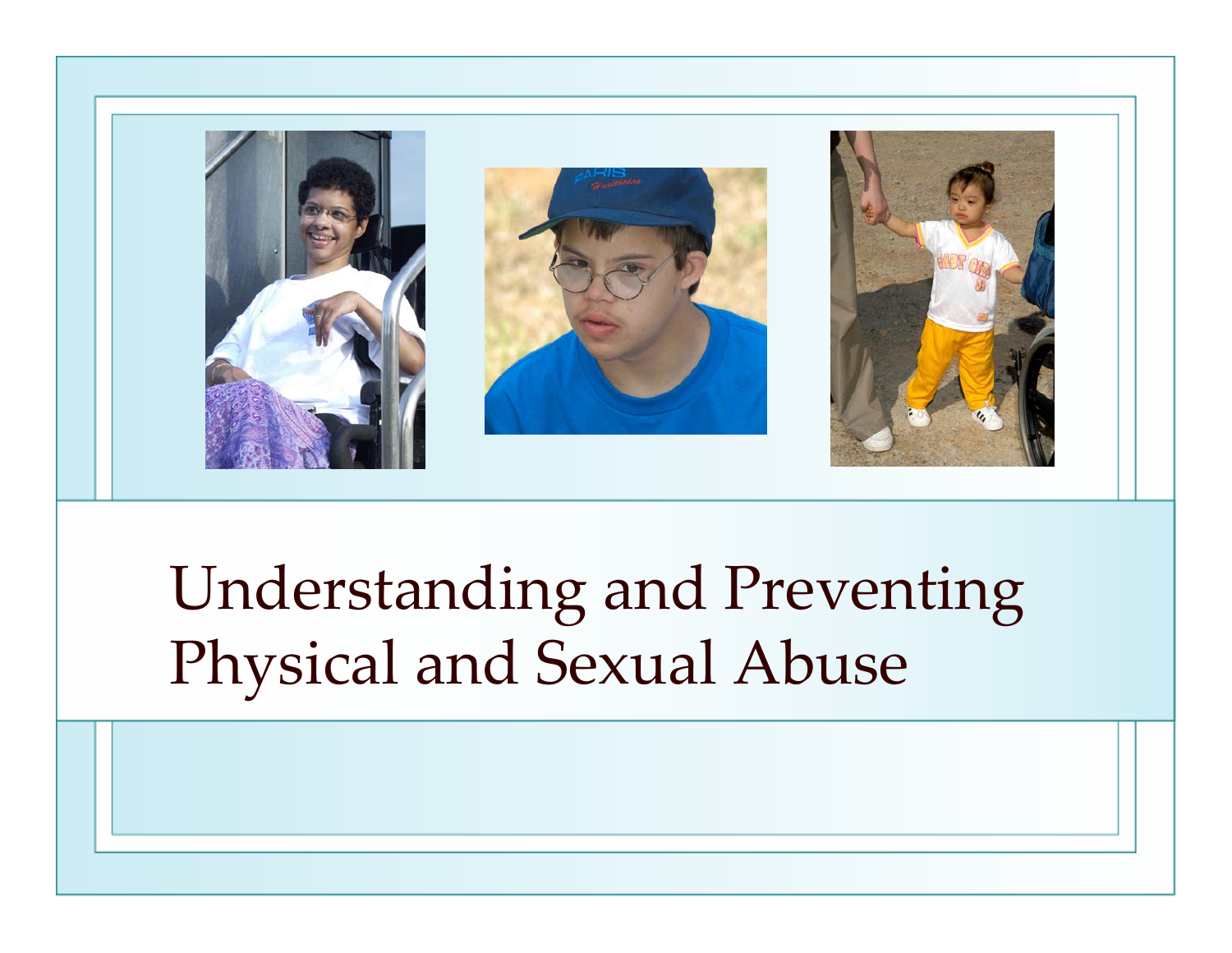# Understanding and Preventing Physical and Sexual Abuse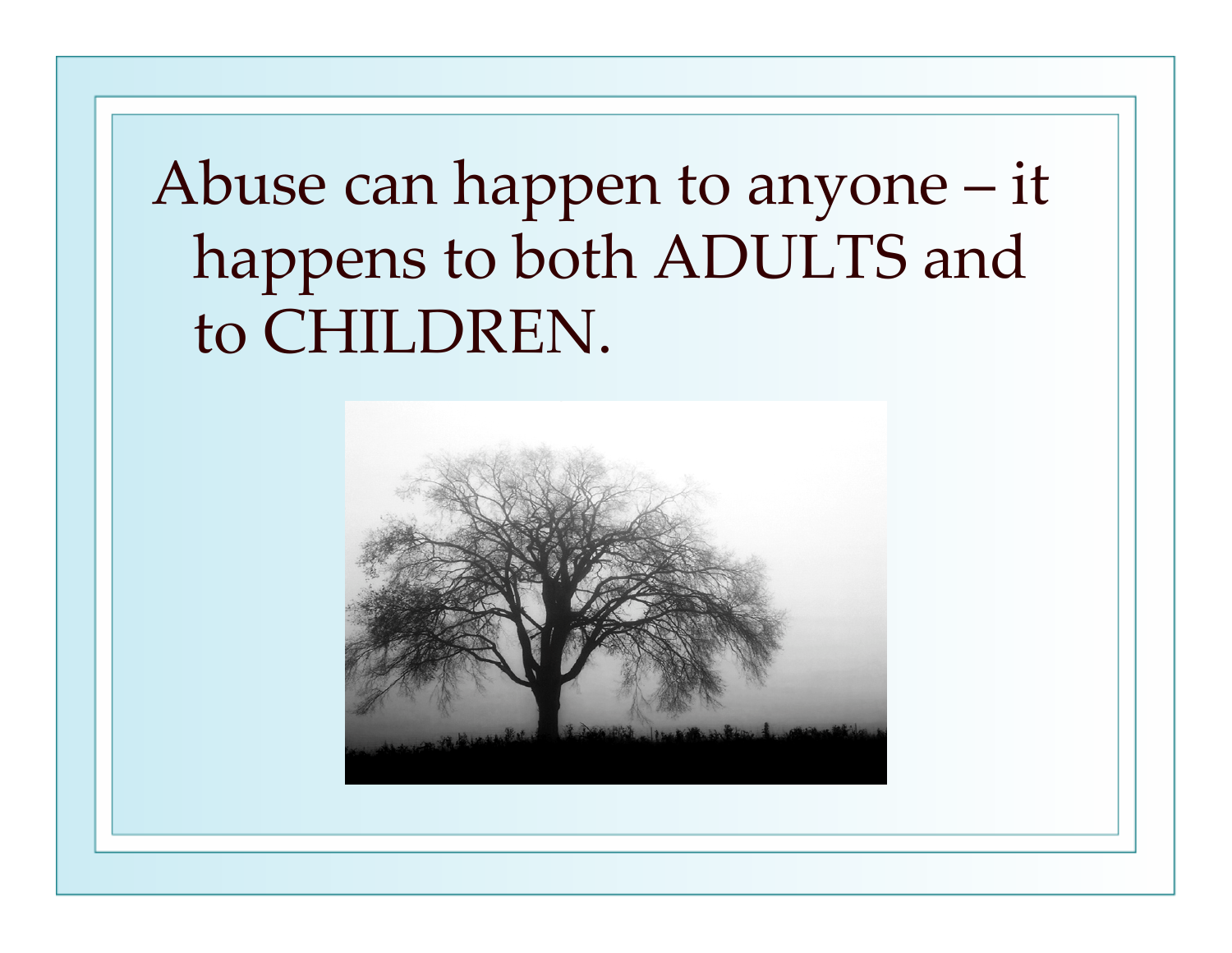Abuse can happen to anyone – it happens to both ADULTS and to CHILDREN.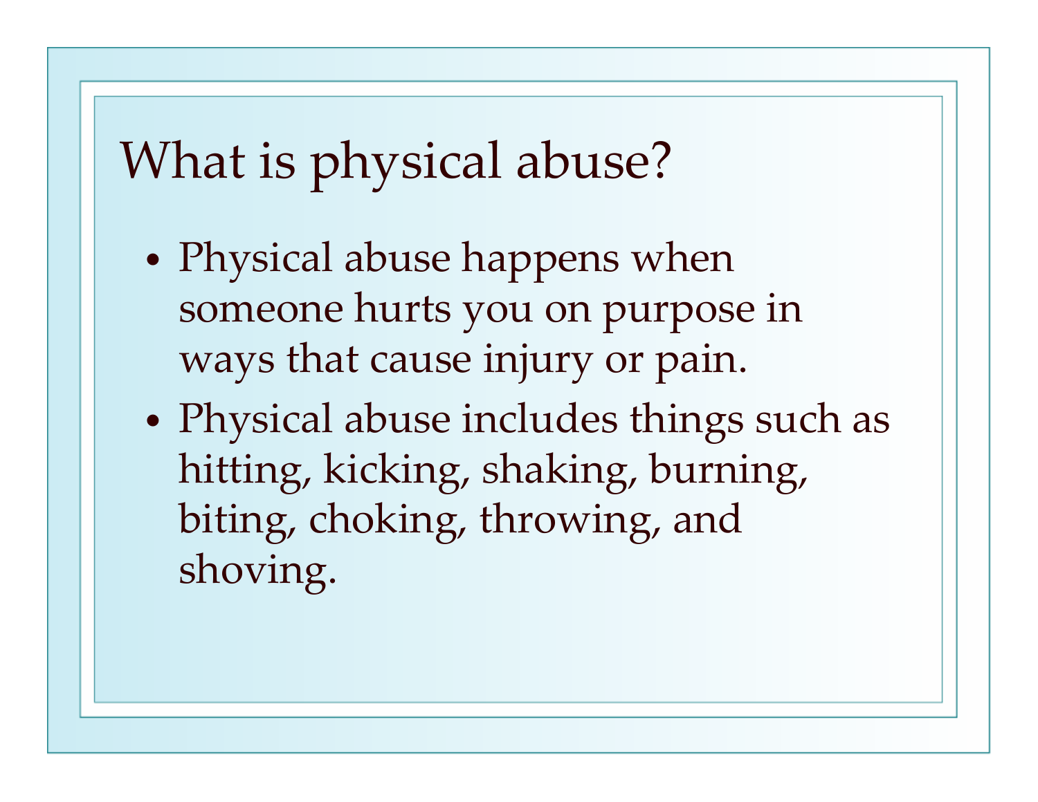# What is physical abuse?

- Physical abuse happens when someone hurts you on purpose in ways that cause injury or pain.
- Physical abuse includes things such as hitting, kicking, shaking, burning, biting, choking, throwing, and shoving.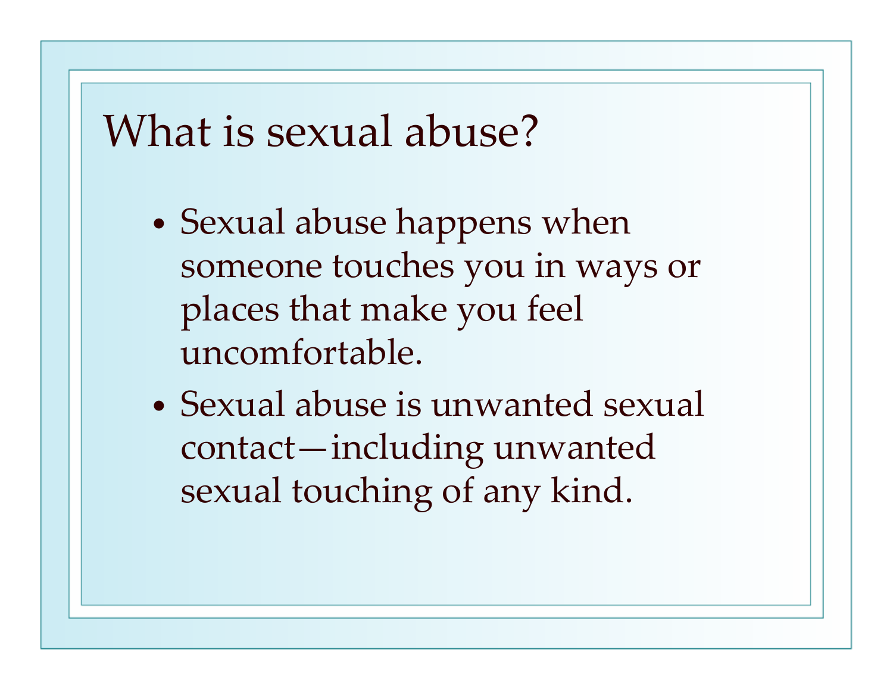# What is sexual abuse?

- Sexual abuse happens when someone touches you in ways or places that make you feel uncomfortable.
- Sexual abuse is unwanted sexual contact—including unwanted sexual touching of any kind.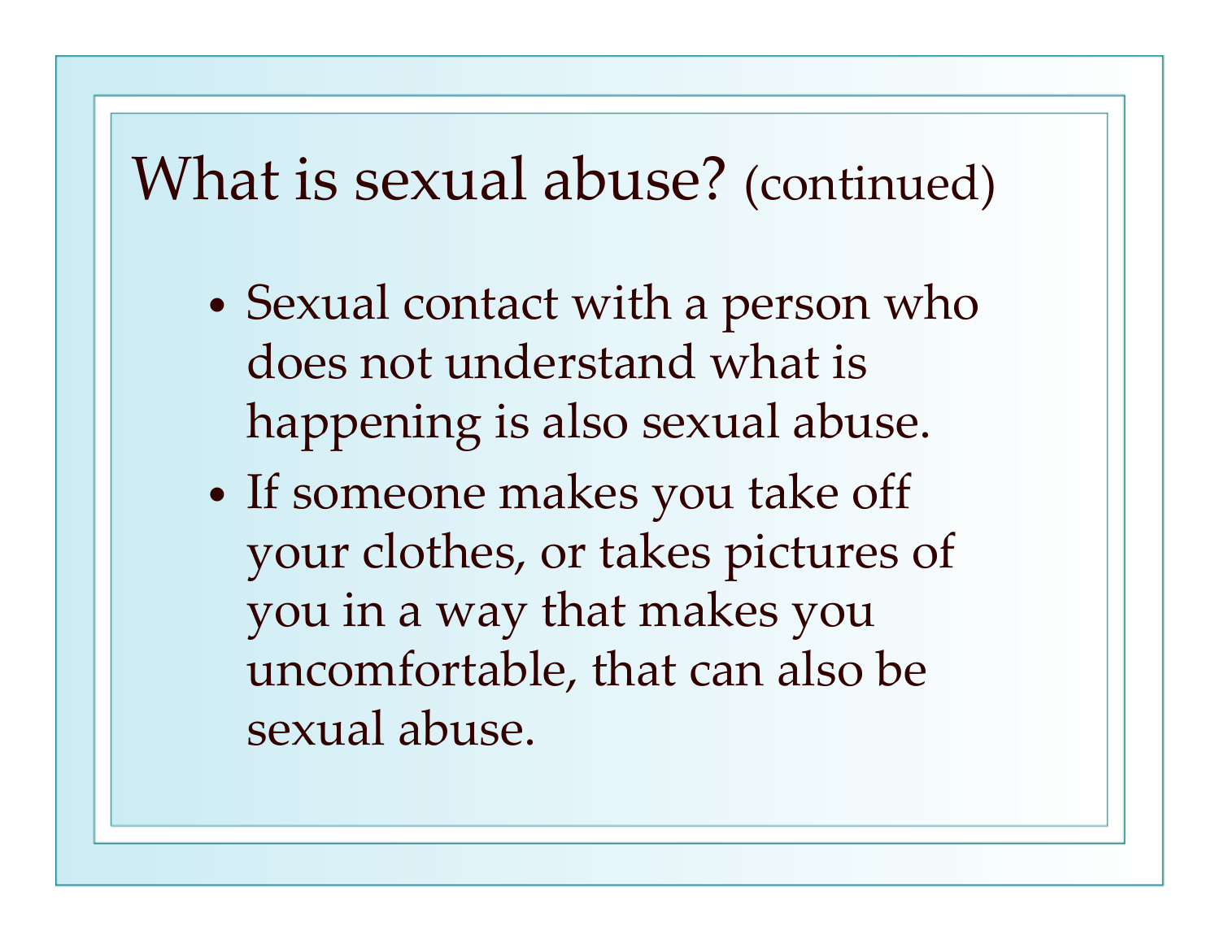# What is sexual abuse? (continued)

- Sexual contact with a person who does not understand what is happening is also sexual abuse.
- If someone makes you take off your clothes, or takes pictures of you in a way that makes you uncomfortable, that can also be sexual abuse.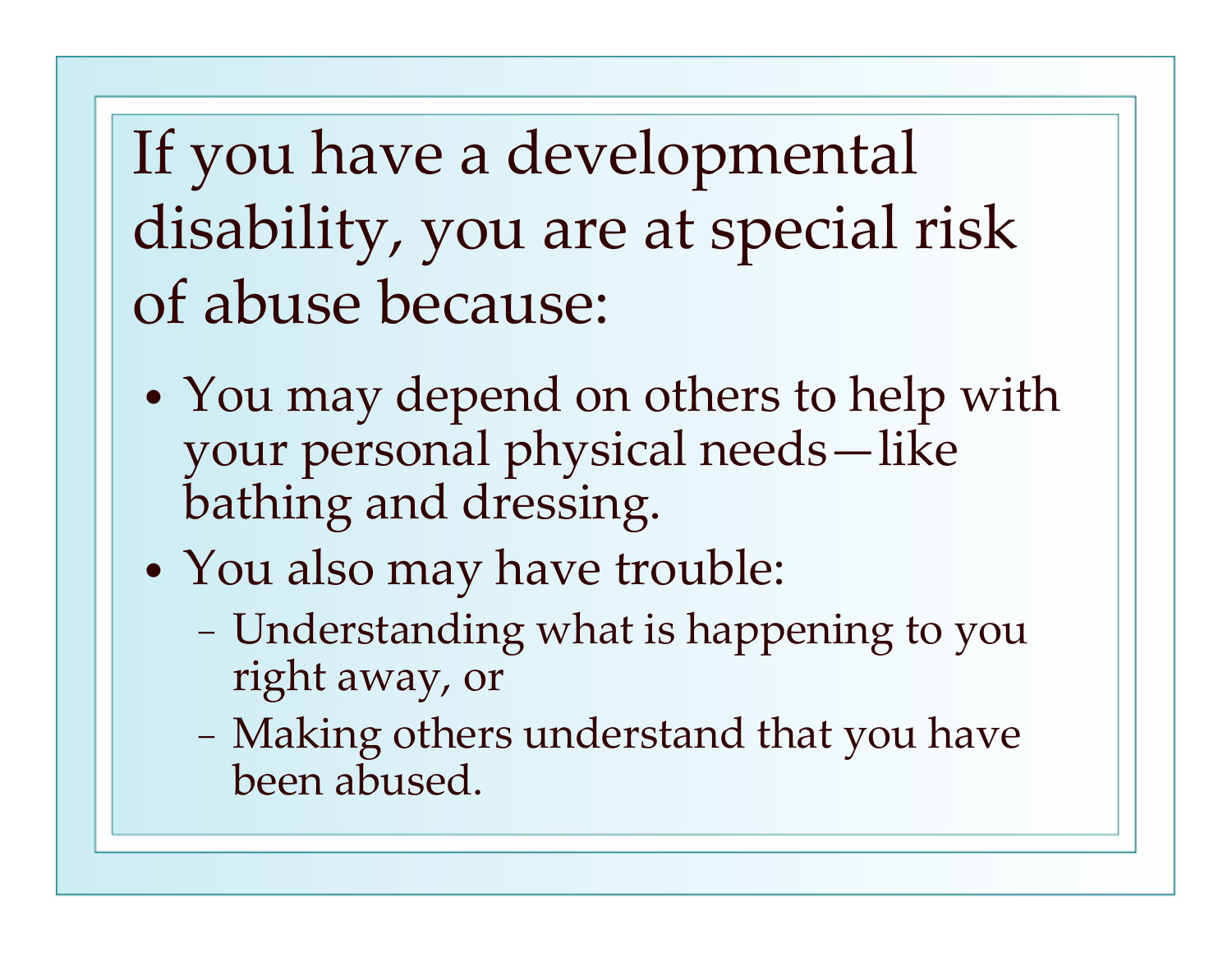# If you have a developmental disability, you are at special risk of abuse because:

- You may depend on others to help with your personal physical needs—like bathing and dressing.
- You also may have trouble:
  - Understanding what is happening to you right away, or
  - Making others understand that you have been abused.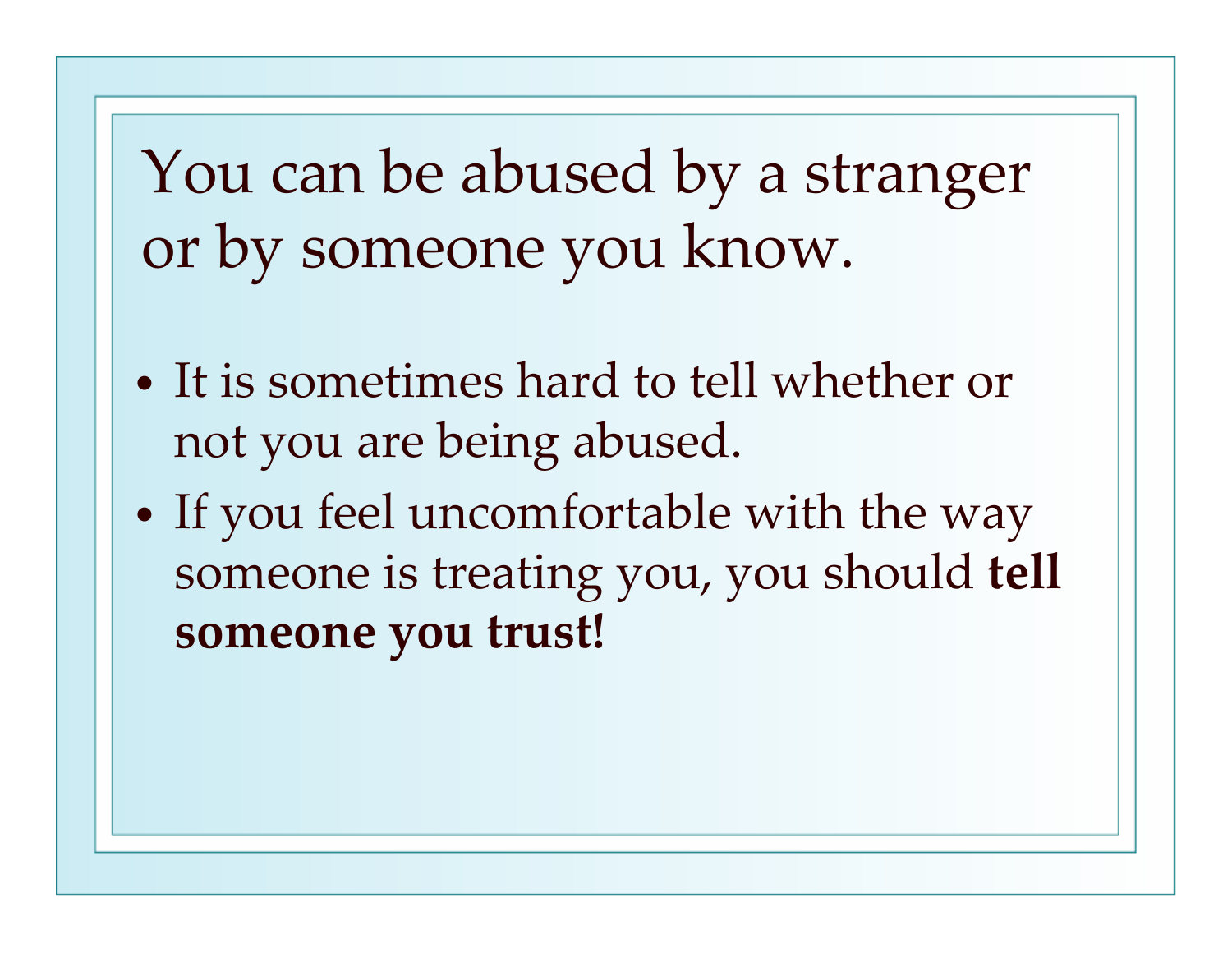# You can be abused by a stranger or by someone you know.

- It is sometimes hard to tell whether or not you are being abused.
- If you feel uncomfortable with the way someone is treating you, you should **tell someone you trust!**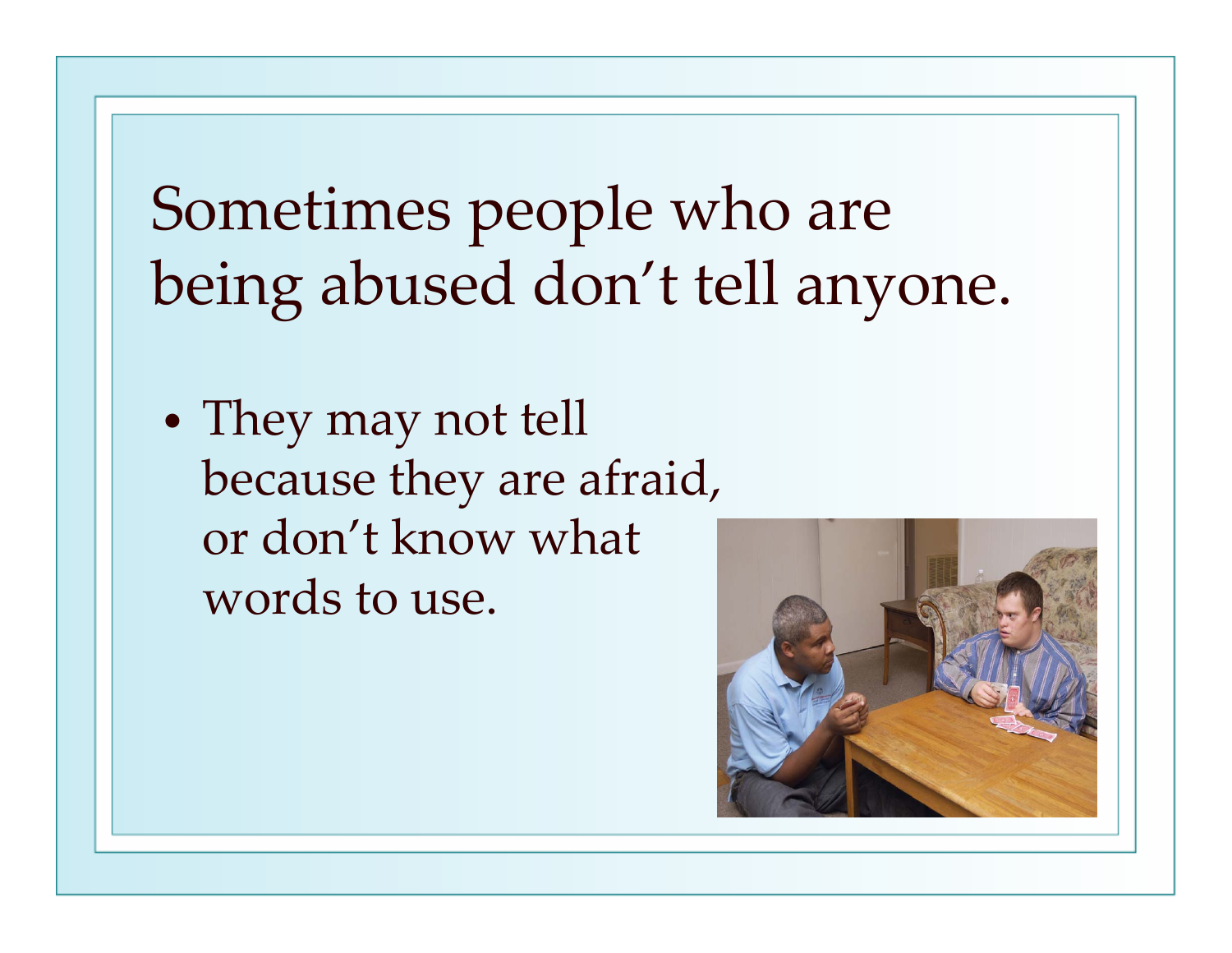# Sometimes people who are being abused don't tell anyone.

- They may not tell because they are afraid, or don't know what words to use.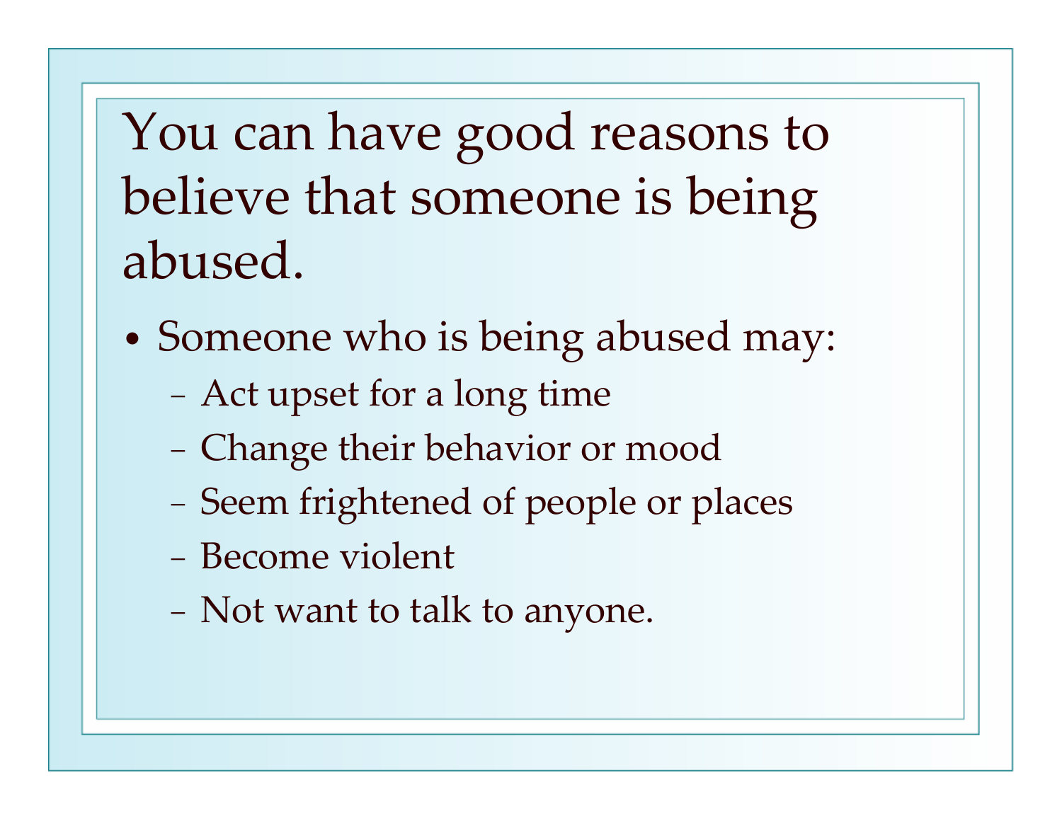# You can have good reasons to believe that someone is being abused.

- Someone who is being abused may:
  - Act upset for a long time
  - Change their behavior or mood
  - Seem frightened of people or places
  - Become violent
  - Not want to talk to anyone.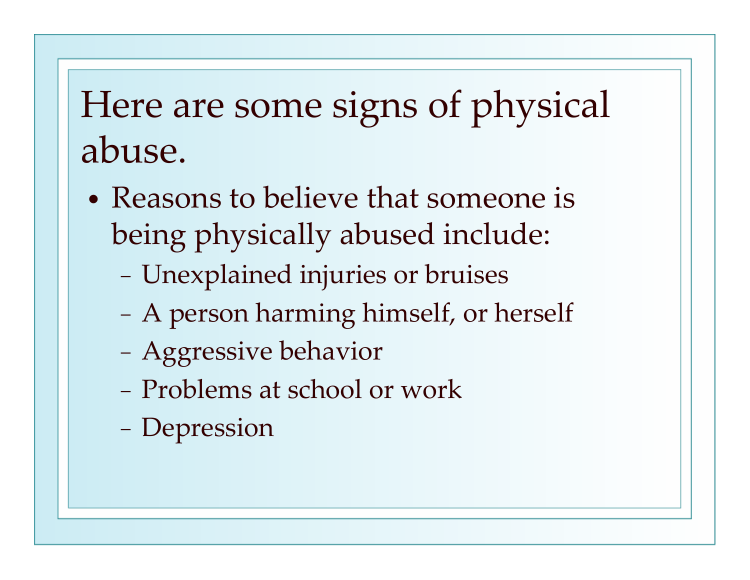# Here are some signs of physical abuse.

- Reasons to believe that someone is being physically abused include:
  - Unexplained injuries or bruises
  - A person harming himself, or herself
  - Aggressive behavior
  - Problems at school or work
  - Depression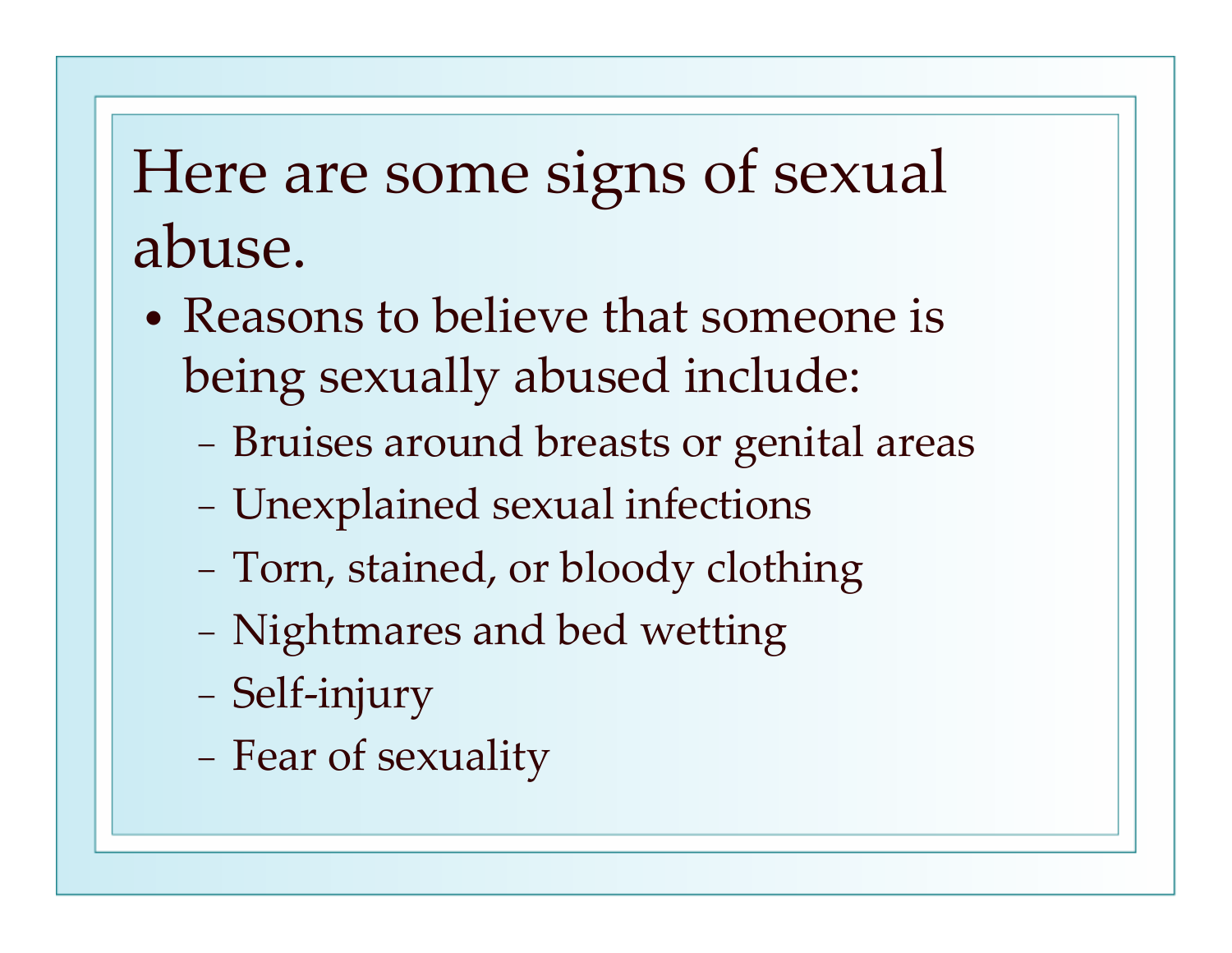# Here are some signs of sexual abuse.

- Reasons to believe that someone is being sexually abused include:
  - Bruises around breasts or genital areas
  - Unexplained sexual infections
  - Torn, stained, or bloody clothing
  - Nightmares and bed wetting
  - Self-injury
  - Fear of sexuality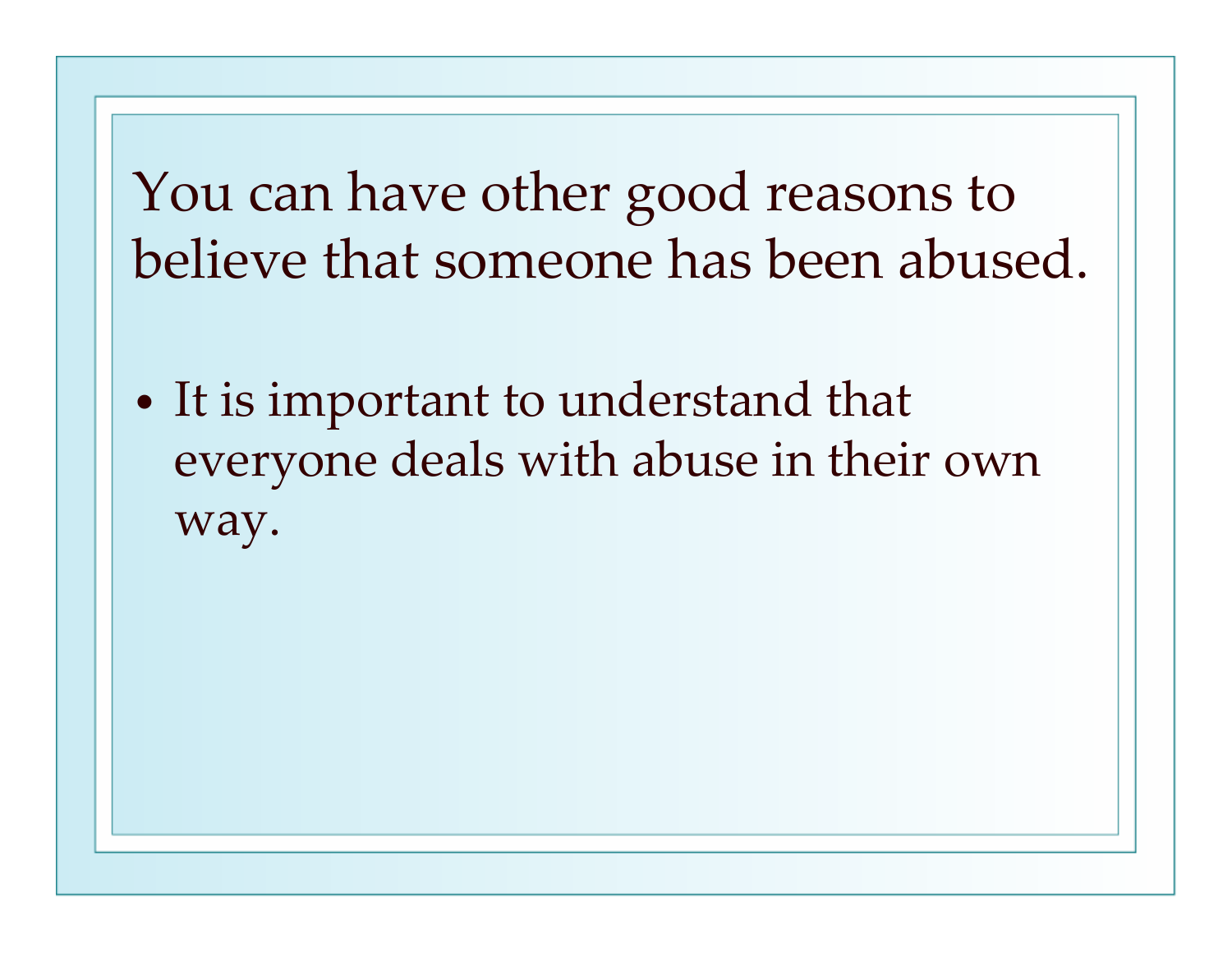# You can have other good reasons to believe that someone has been abused.

- It is important to understand that everyone deals with abuse in their own way.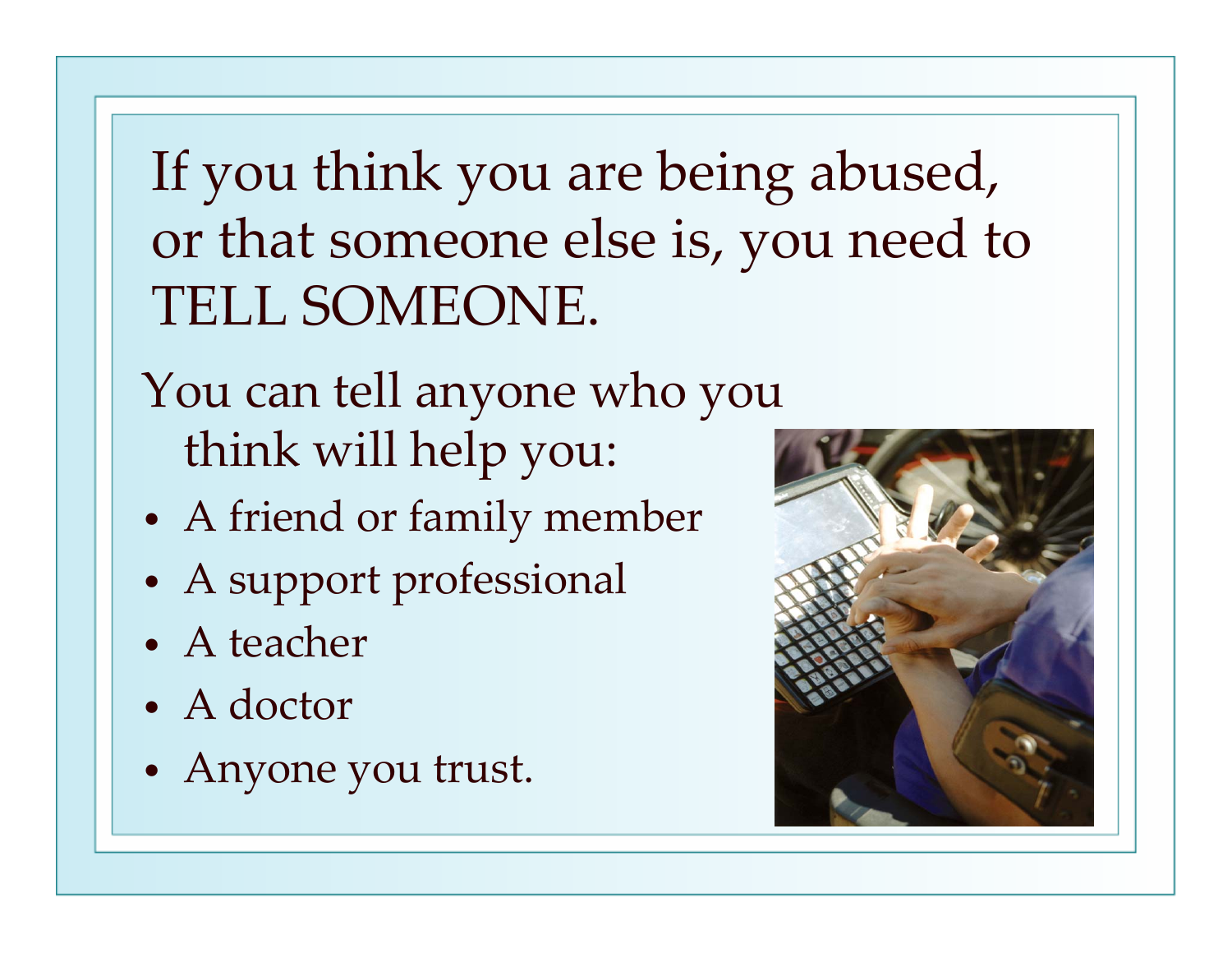# If you think you are being abused, or that someone else is, you need to TELL SOMEONE.

You can tell anyone who you think will help you:

- A friend or family member
- A support professional
- A teacher
- A doctor
- Anyone you trust.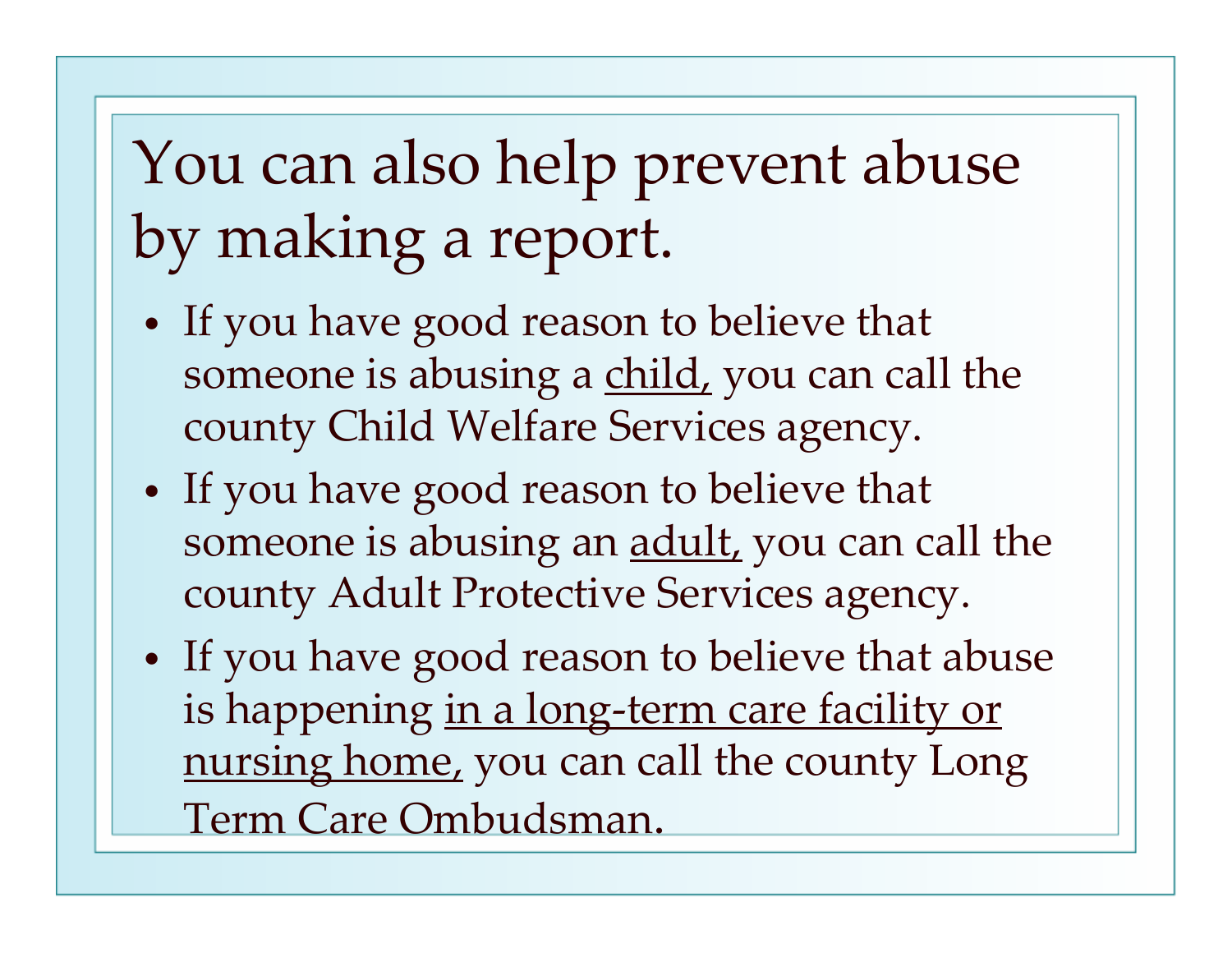# You can also help prevent abuse by making a report.

- If you have good reason to believe that someone is abusing a <u>child,</u> you can call the county Child Welfare Services agency.
- If you have good reason to believe that someone is abusing an <u>adult,</u> you can call the county Adult Protective Services agency.
- If you have good reason to believe that abuse is happening <u>in a long-term care facility or nursing home,</u> you can call the county Long Term Care Ombudsman.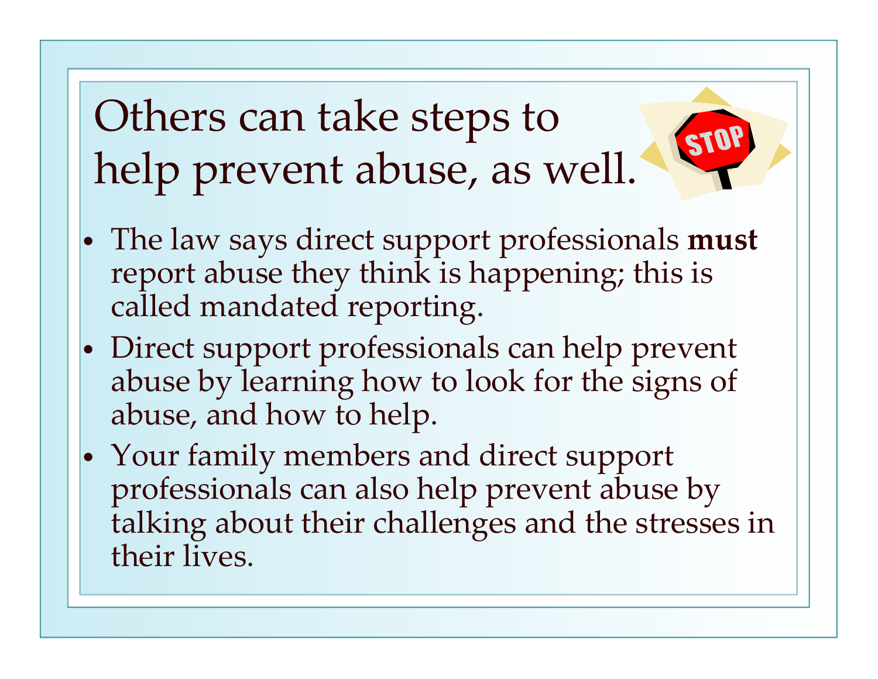# Others can take steps to help prevent abuse, as well.

- The law says direct support professionals **must** report abuse they think is happening; this is called mandated reporting.
- Direct support professionals can help prevent abuse by learning how to look for the signs of abuse, and how to help.
- Your family members and direct support professionals can also help prevent abuse by talking about their challenges and the stresses in their lives.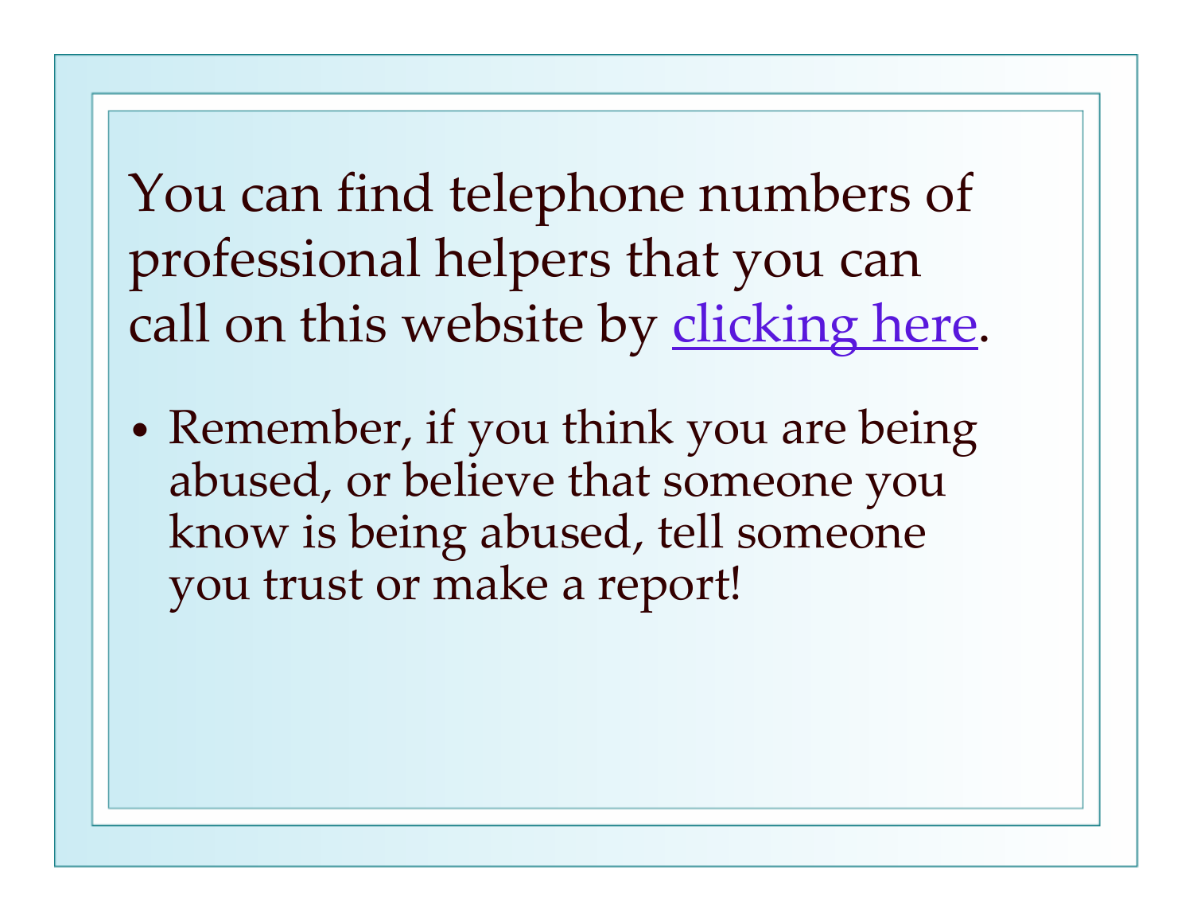You can find telephone numbers of professional helpers that you can call on this website by clicking here.

- Remember, if you think you are being abused, or believe that someone you know is being abused, tell someone you trust or make a report!